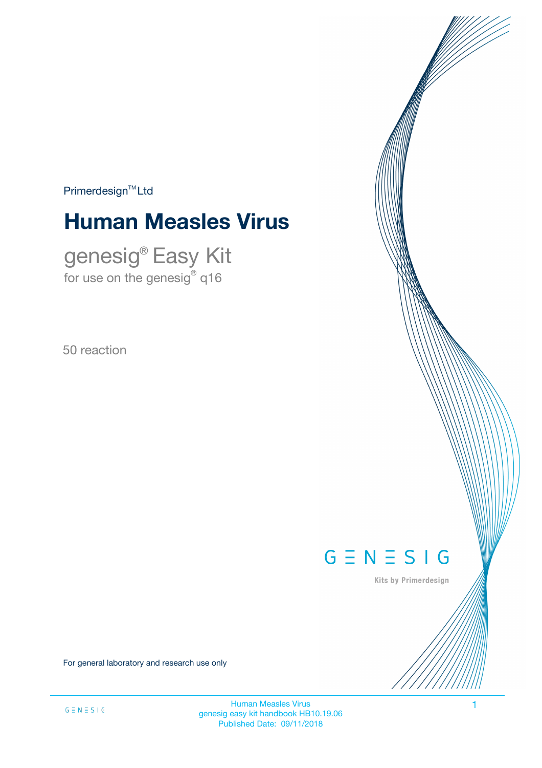Primerdesign™ Ltd

# Human Measles Virus

## genesig® Easy Kit

for use on the genesig® q16

50 reaction

GENESIG

Kits by Primerdesign

For general laboratory and research use only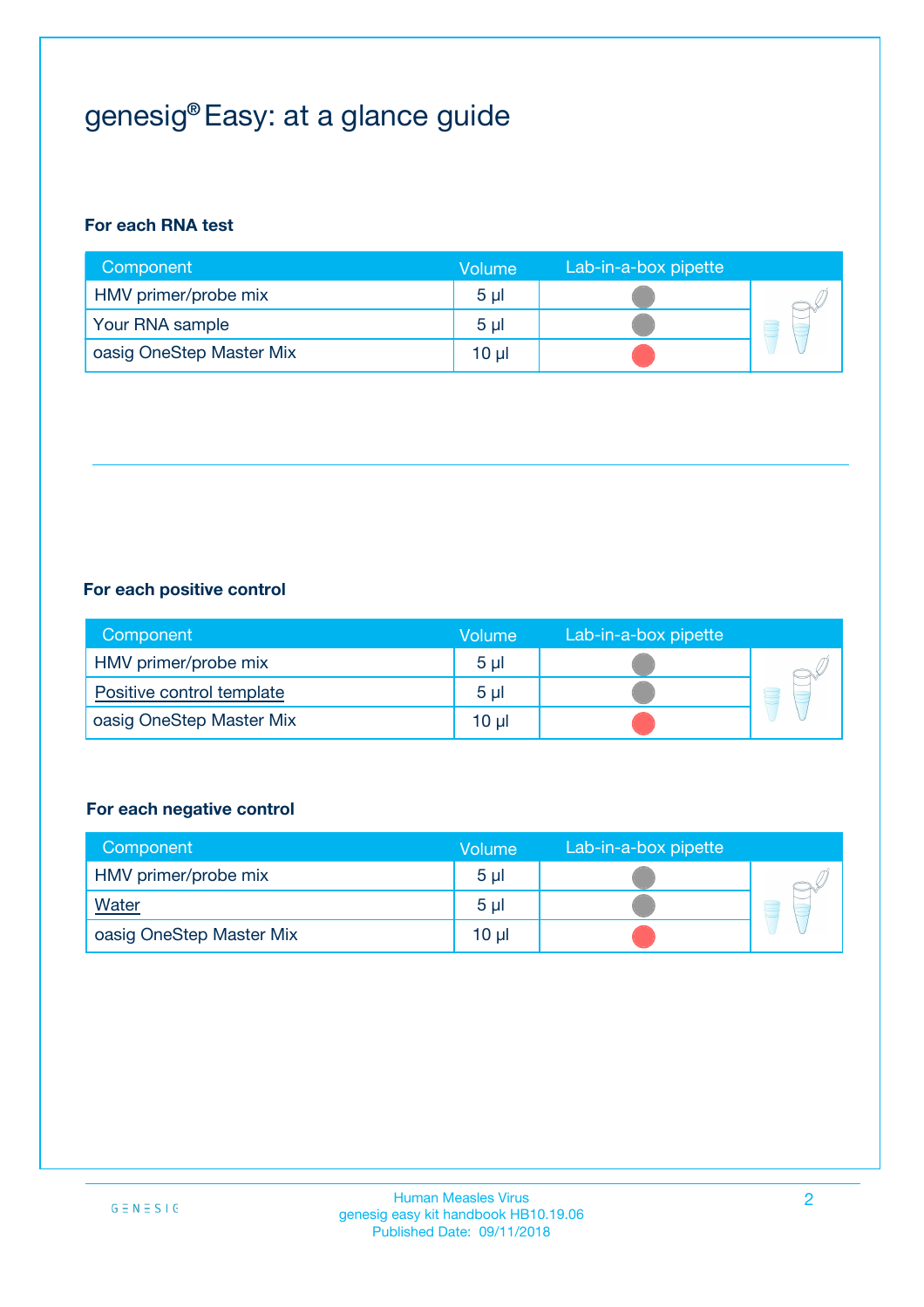# genesig® Easy: at a glance guide

**For each RNA test**

| Component | Volume | Lab-in-a-box pipette |
|---|---|---|
| HMV primer/probe mix | 5 µl | |
| Your RNA sample | 5 µl | |
| oasig OneStep Master Mix | 10 µl | |

**For each positive control**

| Component | Volume | Lab-in-a-box pipette |
|---|---|---|
| HMV primer/probe mix | 5 µl | |
| Positive control template | 5 µl | |
| oasig OneStep Master Mix | 10 µl | |

**For each negative control**

| Component | Volume | Lab-in-a-box pipette |
|---|---|---|
| HMV primer/probe mix | 5 µl | |
| Water | 5 µl | |
| oasig OneStep Master Mix | 10 µl | |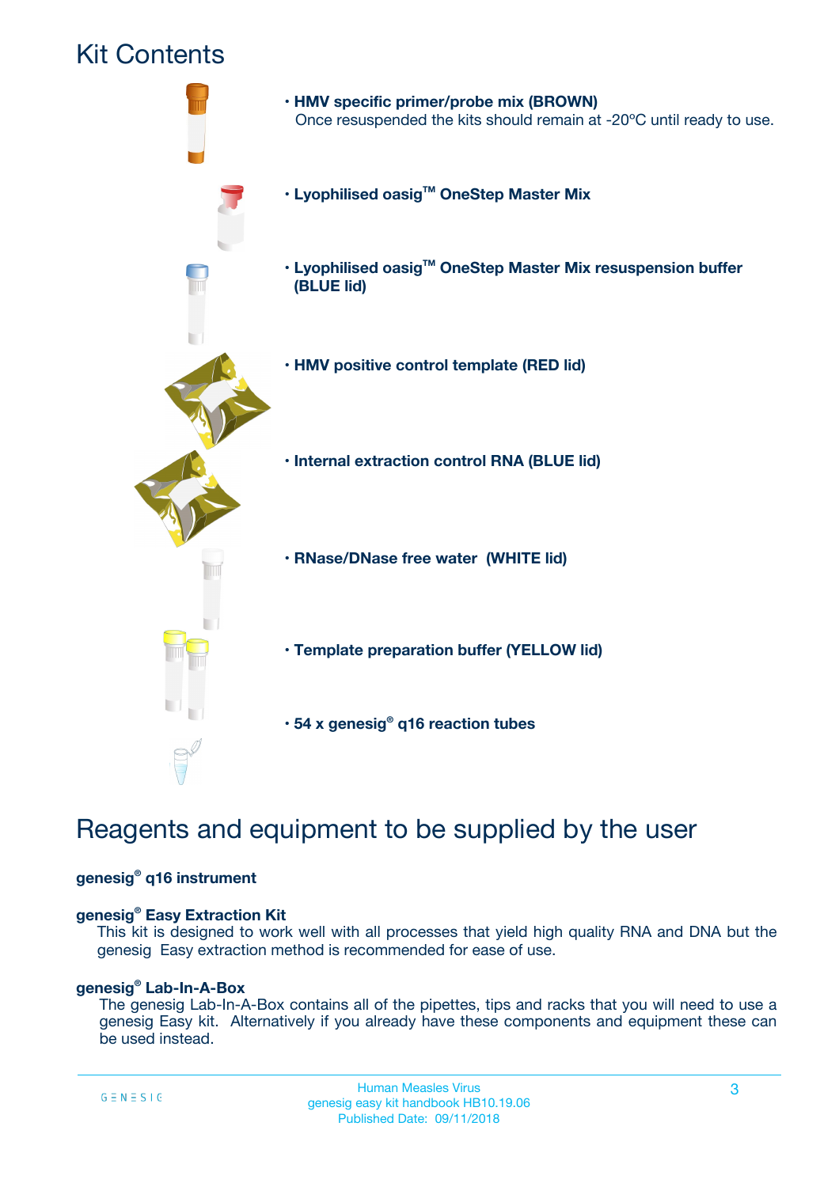# Kit Contents

- **HMV specific primer/probe mix (BROWN)**
  Once resuspended the kits should remain at -20ºC until ready to use.
- **Lyophilised oasig™ OneStep Master Mix**
- **Lyophilised oasig™ OneStep Master Mix resuspension buffer (BLUE lid)**
- **HMV positive control template (RED lid)**
- **Internal extraction control RNA (BLUE lid)**
- **RNase/DNase free water (WHITE lid)**
- **Template preparation buffer (YELLOW lid)**
- **54 x genesig® q16 reaction tubes**

# Reagents and equipment to be supplied by the user

**genesig® q16 instrument**

**genesig® Easy Extraction Kit**
This kit is designed to work well with all processes that yield high quality RNA and DNA but the genesig Easy extraction method is recommended for ease of use.

**genesig® Lab-In-A-Box**
The genesig Lab-In-A-Box contains all of the pipettes, tips and racks that you will need to use a genesig Easy kit. Alternatively if you already have these components and equipment these can be used instead.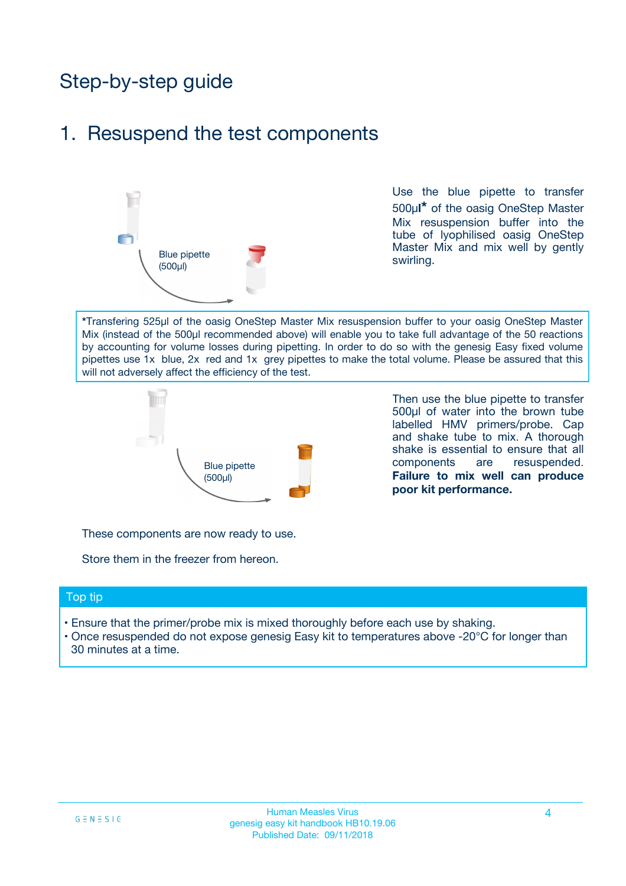# Step-by-step guide

## 1. Resuspend the test components

Blue pipette (500µl)

Use the blue pipette to transfer 500µl* of the oasig OneStep Master Mix resuspension buffer into the tube of lyophilised oasig OneStep Master Mix and mix well by gently swirling.

*Transfering 525µl of the oasig OneStep Master Mix resuspension buffer to your oasig OneStep Master Mix (instead of the 500µl recommended above) will enable you to take full advantage of the 50 reactions by accounting for volume losses during pipetting. In order to do so with the genesig Easy fixed volume pipettes use 1x blue, 2x red and 1x grey pipettes to make the total volume. Please be assured that this will not adversely affect the efficiency of the test.

Blue pipette (500µl)

Then use the blue pipette to transfer 500µl of water into the brown tube labelled HMV primers/probe. Cap and shake tube to mix. A thorough shake is essential to ensure that all components are resuspended. **Failure to mix well can produce poor kit performance.**

These components are now ready to use.

Store them in the freezer from hereon.

### Top tip

- Ensure that the primer/probe mix is mixed thoroughly before each use by shaking.
- Once resuspended do not expose genesig Easy kit to temperatures above -20°C for longer than 30 minutes at a time.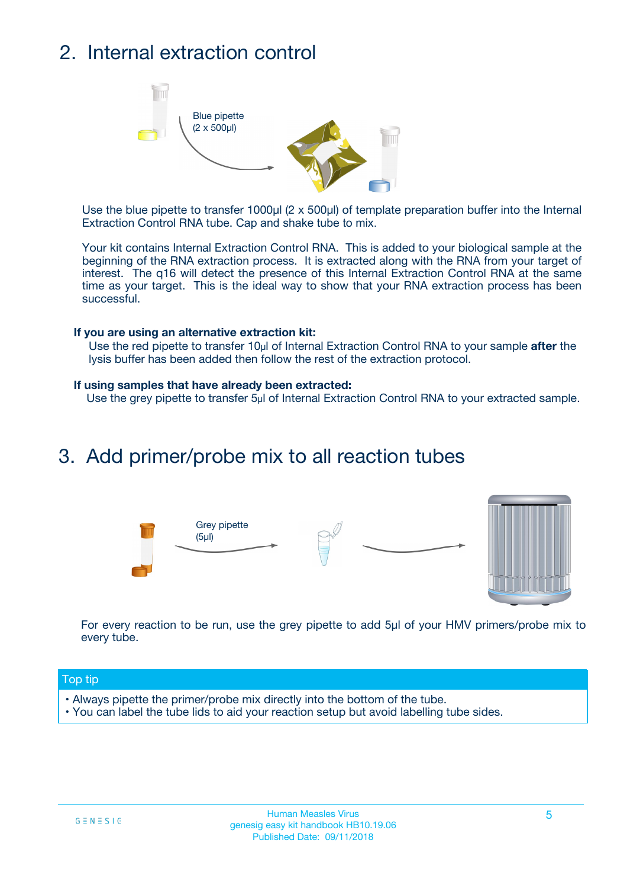## 2. Internal extraction control

Blue pipette
(2 x 500µl)

Use the blue pipette to transfer 1000µl (2 x 500µl) of template preparation buffer into the Internal Extraction Control RNA tube. Cap and shake tube to mix.

Your kit contains Internal Extraction Control RNA. This is added to your biological sample at the beginning of the RNA extraction process. It is extracted along with the RNA from your target of interest. The q16 will detect the presence of this Internal Extraction Control RNA at the same time as your target. This is the ideal way to show that your RNA extraction process has been successful.

**If you are using an alternative extraction kit:**

Use the red pipette to transfer 10µl of Internal Extraction Control RNA to your sample **after** the lysis buffer has been added then follow the rest of the extraction protocol.

**If using samples that have already been extracted:**

Use the grey pipette to transfer 5µl of Internal Extraction Control RNA to your extracted sample.

## 3. Add primer/probe mix to all reaction tubes

Grey pipette
(5µl)

For every reaction to be run, use the grey pipette to add 5µl of your HMV primers/probe mix to every tube.

**Top tip**

- Always pipette the primer/probe mix directly into the bottom of the tube.
- You can label the tube lids to aid your reaction setup but avoid labelling tube sides.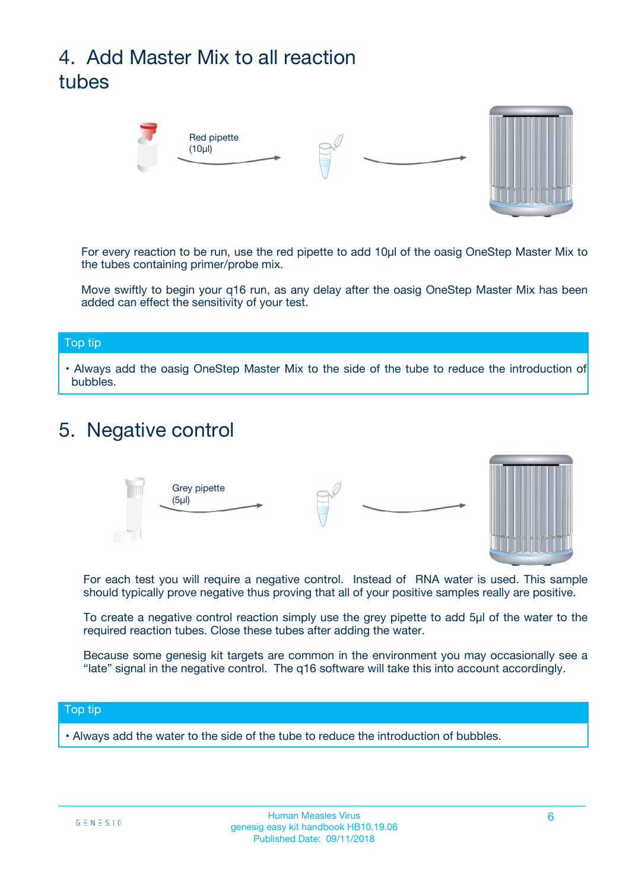## 4. Add Master Mix to all reaction tubes

Red pipette (10µl)

For every reaction to be run, use the red pipette to add 10µl of the oasig OneStep Master Mix to the tubes containing primer/probe mix.

Move swiftly to begin your q16 run, as any delay after the oasig OneStep Master Mix has been added can effect the sensitivity of your test.

**Top tip**

- Always add the oasig OneStep Master Mix to the side of the tube to reduce the introduction of bubbles.

## 5. Negative control

Grey pipette (5µl)

For each test you will require a negative control. Instead of RNA water is used. This sample should typically prove negative thus proving that all of your positive samples really are positive.

To create a negative control reaction simply use the grey pipette to add 5µl of the water to the required reaction tubes. Close these tubes after adding the water.

Because some genesig kit targets are common in the environment you may occasionally see a "late" signal in the negative control. The q16 software will take this into account accordingly.

**Top tip**

- Always add the water to the side of the tube to reduce the introduction of bubbles.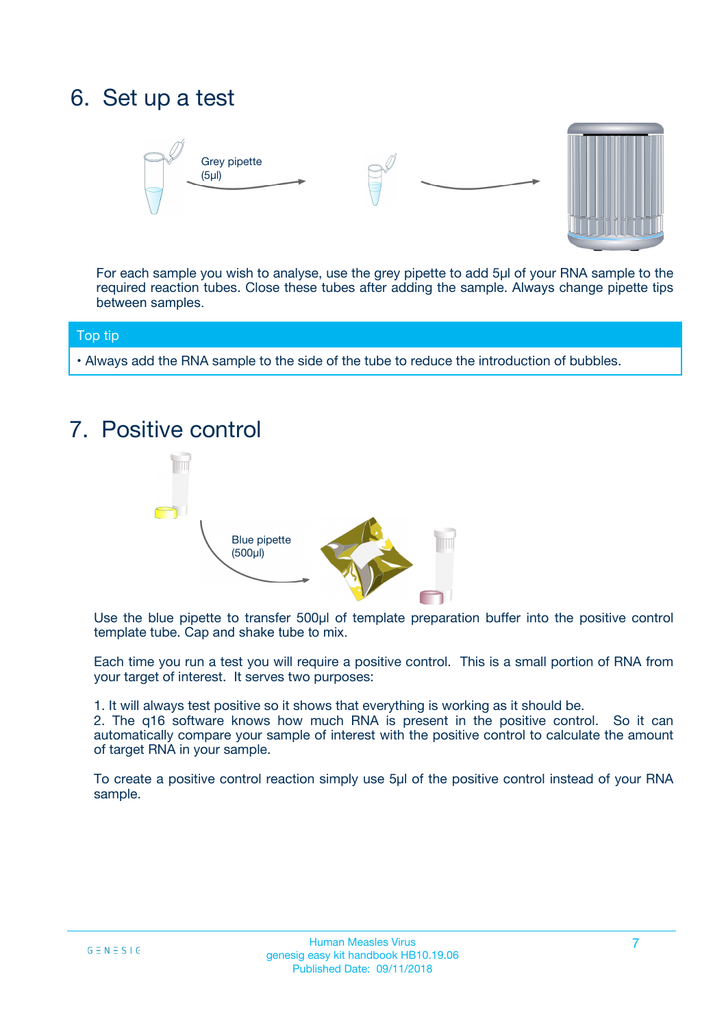## 6. Set up a test

Grey pipette (5µl)

For each sample you wish to analyse, use the grey pipette to add 5µl of your RNA sample to the required reaction tubes. Close these tubes after adding the sample. Always change pipette tips between samples.

**Top tip**

- Always add the RNA sample to the side of the tube to reduce the introduction of bubbles.

## 7. Positive control

Blue pipette (500µl)

Use the blue pipette to transfer 500µl of template preparation buffer into the positive control template tube. Cap and shake tube to mix.

Each time you run a test you will require a positive control. This is a small portion of RNA from your target of interest. It serves two purposes:

1. It will always test positive so it shows that everything is working as it should be.
2. The q16 software knows how much RNA is present in the positive control. So it can automatically compare your sample of interest with the positive control to calculate the amount of target RNA in your sample.

To create a positive control reaction simply use 5µl of the positive control instead of your RNA sample.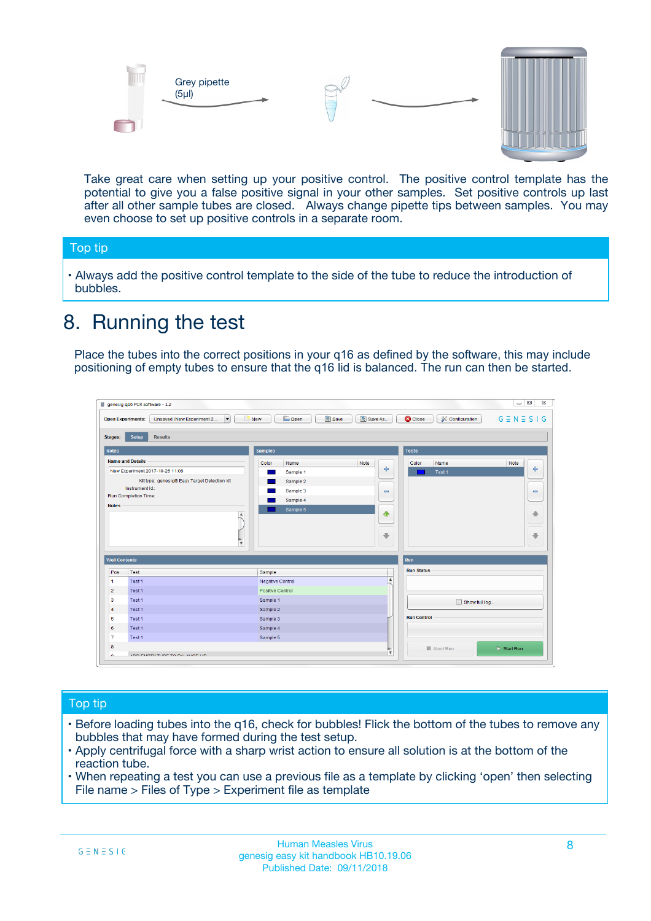Grey pipette (5µl)

Take great care when setting up your positive control. The positive control template has the potential to give you a false positive signal in your other samples. Set positive controls up last after all other sample tubes are closed. Always change pipette tips between samples. You may even choose to set up positive controls in a separate room.

## Top tip

- Always add the positive control template to the side of the tube to reduce the introduction of bubbles.

# 8. Running the test

Place the tubes into the correct positions in your q16 as defined by the software, this may include positioning of empty tubes to ensure that the q16 lid is balanced. The run can then be started.

## Top tip

- Before loading tubes into the q16, check for bubbles! Flick the bottom of the tubes to remove any bubbles that may have formed during the test setup.
- Apply centrifugal force with a sharp wrist action to ensure all solution is at the bottom of the reaction tube.
- When repeating a test you can use a previous file as a template by clicking 'open' then selecting File name > Files of Type > Experiment file as template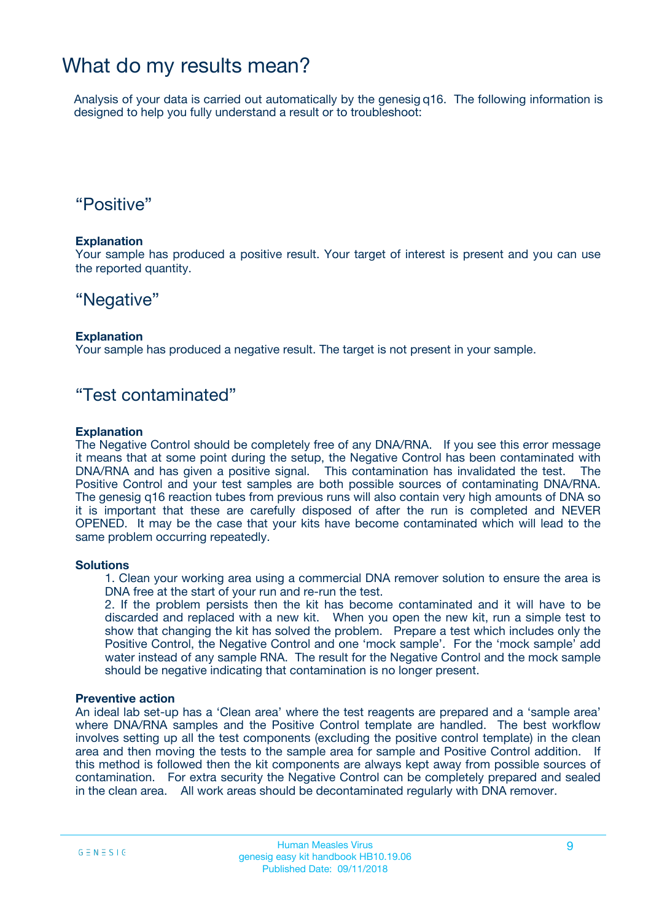# What do my results mean?

Analysis of your data is carried out automatically by the genesig q16. The following information is designed to help you fully understand a result or to troubleshoot:

## “Positive”

**Explanation**
Your sample has produced a positive result. Your target of interest is present and you can use the reported quantity.

## “Negative”

**Explanation**
Your sample has produced a negative result. The target is not present in your sample.

## “Test contaminated”

**Explanation**
The Negative Control should be completely free of any DNA/RNA. If you see this error message it means that at some point during the setup, the Negative Control has been contaminated with DNA/RNA and has given a positive signal. This contamination has invalidated the test. The Positive Control and your test samples are both possible sources of contaminating DNA/RNA. The genesig q16 reaction tubes from previous runs will also contain very high amounts of DNA so it is important that these are carefully disposed of after the run is completed and NEVER OPENED. It may be the case that your kits have become contaminated which will lead to the same problem occurring repeatedly.

**Solutions**

1. Clean your working area using a commercial DNA remover solution to ensure the area is DNA free at the start of your run and re-run the test.
2. If the problem persists then the kit has become contaminated and it will have to be discarded and replaced with a new kit. When you open the new kit, run a simple test to show that changing the kit has solved the problem. Prepare a test which includes only the Positive Control, the Negative Control and one ‘mock sample’. For the ‘mock sample’ add water instead of any sample RNA. The result for the Negative Control and the mock sample should be negative indicating that contamination is no longer present.

**Preventive action**
An ideal lab set-up has a ‘Clean area’ where the test reagents are prepared and a ‘sample area’ where DNA/RNA samples and the Positive Control template are handled. The best workflow involves setting up all the test components (excluding the positive control template) in the clean area and then moving the tests to the sample area for sample and Positive Control addition. If this method is followed then the kit components are always kept away from possible sources of contamination. For extra security the Negative Control can be completely prepared and sealed in the clean area. All work areas should be decontaminated regularly with DNA remover.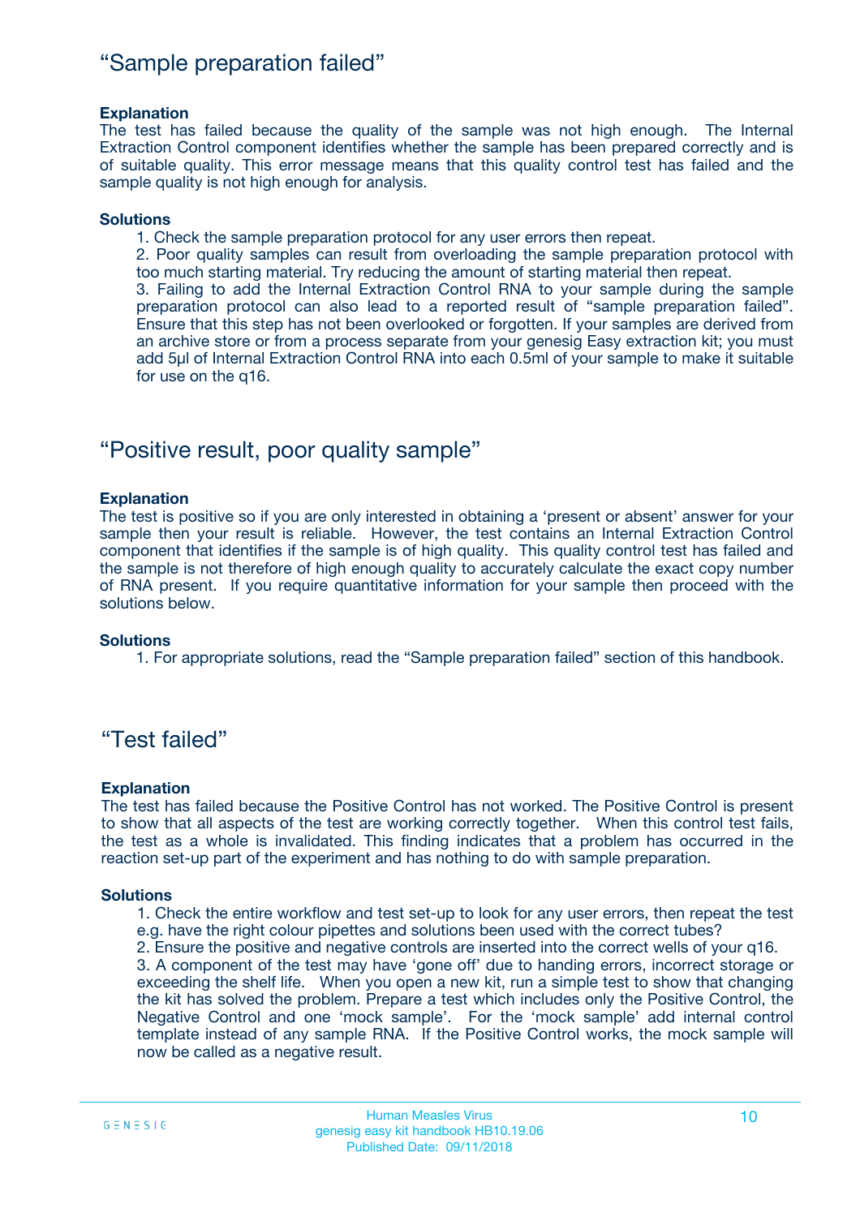## “Sample preparation failed”

**Explanation**

The test has failed because the quality of the sample was not high enough. The Internal Extraction Control component identifies whether the sample has been prepared correctly and is of suitable quality. This error message means that this quality control test has failed and the sample quality is not high enough for analysis.

**Solutions**

1. Check the sample preparation protocol for any user errors then repeat.
2. Poor quality samples can result from overloading the sample preparation protocol with too much starting material. Try reducing the amount of starting material then repeat.
3. Failing to add the Internal Extraction Control RNA to your sample during the sample preparation protocol can also lead to a reported result of “sample preparation failed”. Ensure that this step has not been overlooked or forgotten. If your samples are derived from an archive store or from a process separate from your genesig Easy extraction kit; you must add 5µl of Internal Extraction Control RNA into each 0.5ml of your sample to make it suitable for use on the q16.

## “Positive result, poor quality sample”

**Explanation**

The test is positive so if you are only interested in obtaining a ‘present or absent’ answer for your sample then your result is reliable. However, the test contains an Internal Extraction Control component that identifies if the sample is of high quality. This quality control test has failed and the sample is not therefore of high enough quality to accurately calculate the exact copy number of RNA present. If you require quantitative information for your sample then proceed with the solutions below.

**Solutions**

1. For appropriate solutions, read the “Sample preparation failed” section of this handbook.

## “Test failed”

**Explanation**

The test has failed because the Positive Control has not worked. The Positive Control is present to show that all aspects of the test are working correctly together. When this control test fails, the test as a whole is invalidated. This finding indicates that a problem has occurred in the reaction set-up part of the experiment and has nothing to do with sample preparation.

**Solutions**

1. Check the entire workflow and test set-up to look for any user errors, then repeat the test e.g. have the right colour pipettes and solutions been used with the correct tubes?
2. Ensure the positive and negative controls are inserted into the correct wells of your q16.
3. A component of the test may have ‘gone off’ due to handing errors, incorrect storage or exceeding the shelf life. When you open a new kit, run a simple test to show that changing the kit has solved the problem. Prepare a test which includes only the Positive Control, the Negative Control and one ‘mock sample’. For the ‘mock sample’ add internal control template instead of any sample RNA. If the Positive Control works, the mock sample will now be called as a negative result.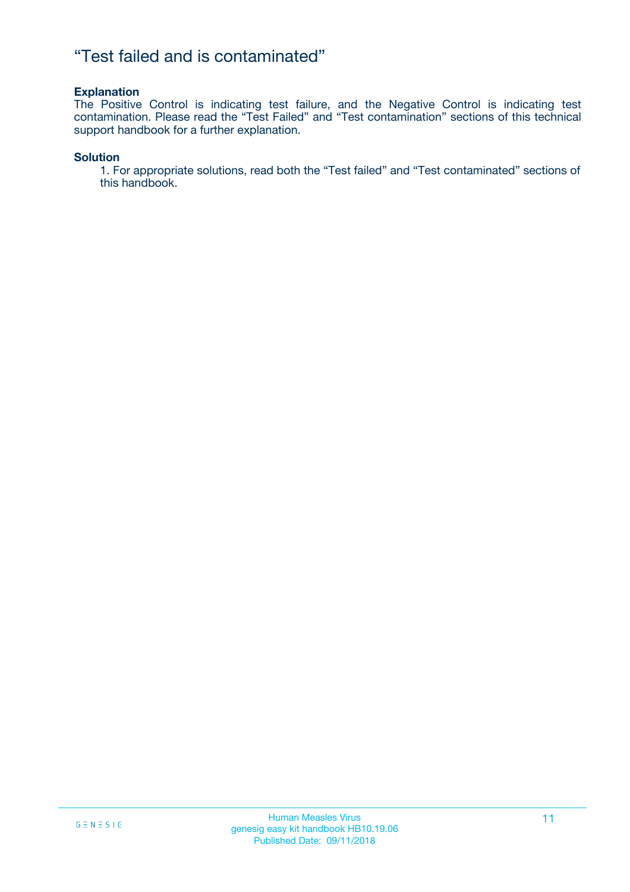# “Test failed and is contaminated”

**Explanation**

The Positive Control is indicating test failure, and the Negative Control is indicating test contamination. Please read the “Test Failed” and “Test contamination” sections of this technical support handbook for a further explanation.

**Solution**

1. For appropriate solutions, read both the “Test failed” and “Test contaminated” sections of this handbook.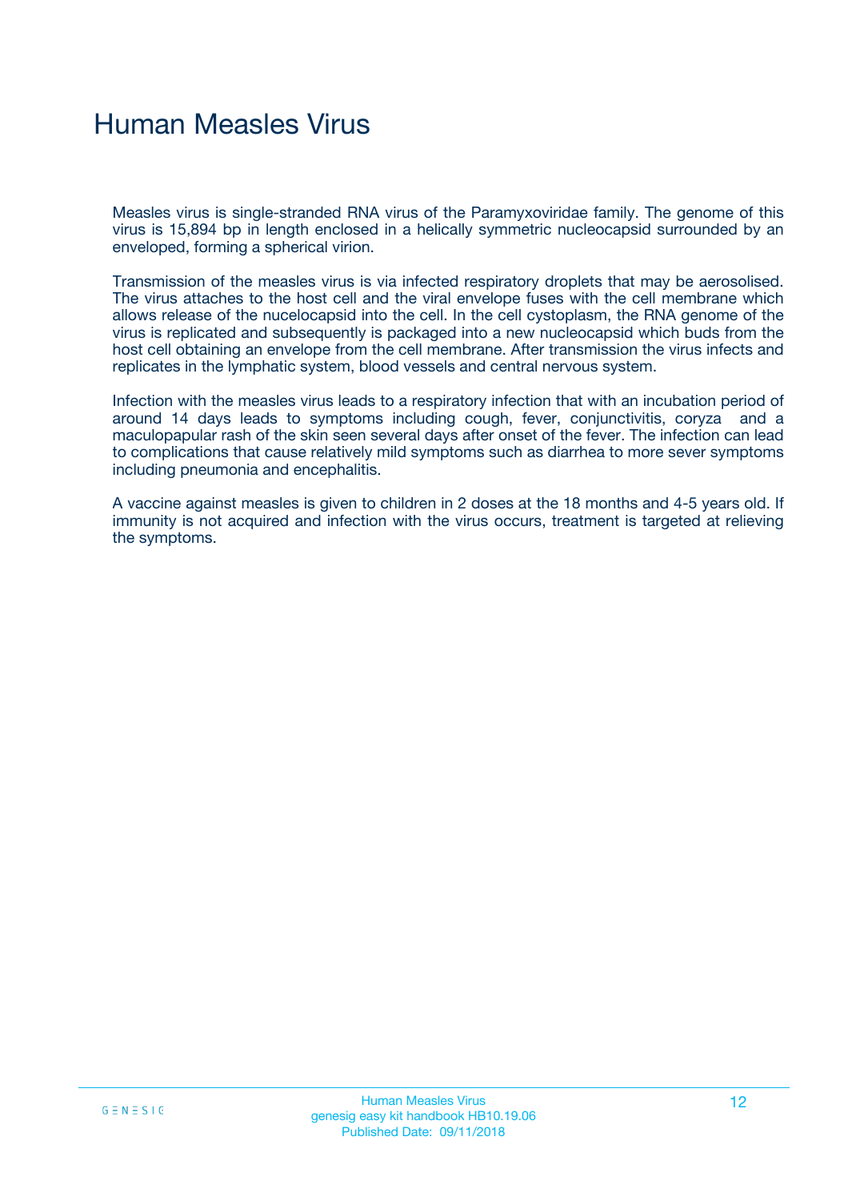# Human Measles Virus

Measles virus is single-stranded RNA virus of the Paramyxoviridae family. The genome of this virus is 15,894 bp in length enclosed in a helically symmetric nucleocapsid surrounded by an enveloped, forming a spherical virion.

Transmission of the measles virus is via infected respiratory droplets that may be aerosolised. The virus attaches to the host cell and the viral envelope fuses with the cell membrane which allows release of the nucelocapsid into the cell. In the cell cystoplasm, the RNA genome of the virus is replicated and subsequently is packaged into a new nucleocapsid which buds from the host cell obtaining an envelope from the cell membrane. After transmission the virus infects and replicates in the lymphatic system, blood vessels and central nervous system.

Infection with the measles virus leads to a respiratory infection that with an incubation period of around 14 days leads to symptoms including cough, fever, conjunctivitis, coryza and a maculopapular rash of the skin seen several days after onset of the fever. The infection can lead to complications that cause relatively mild symptoms such as diarrhea to more sever symptoms including pneumonia and encephalitis.

A vaccine against measles is given to children in 2 doses at the 18 months and 4-5 years old. If immunity is not acquired and infection with the virus occurs, treatment is targeted at relieving the symptoms.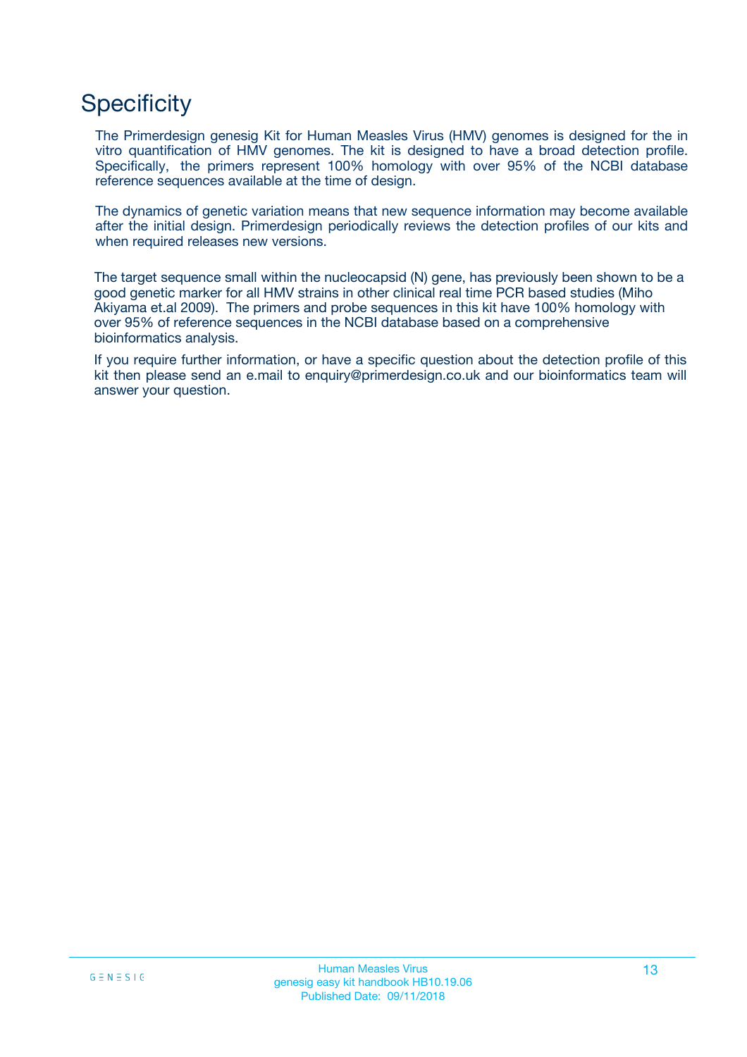# Specificity

The Primerdesign genesig Kit for Human Measles Virus (HMV) genomes is designed for the in vitro quantification of HMV genomes. The kit is designed to have a broad detection profile. Specifically, the primers represent 100% homology with over 95% of the NCBI database reference sequences available at the time of design.

The dynamics of genetic variation means that new sequence information may become available after the initial design. Primerdesign periodically reviews the detection profiles of our kits and when required releases new versions.

The target sequence small within the nucleocapsid (N) gene, has previously been shown to be a good genetic marker for all HMV strains in other clinical real time PCR based studies (Miho Akiyama et.al 2009). The primers and probe sequences in this kit have 100% homology with over 95% of reference sequences in the NCBI database based on a comprehensive bioinformatics analysis.

If you require further information, or have a specific question about the detection profile of this kit then please send an e.mail to enquiry@primerdesign.co.uk and our bioinformatics team will answer your question.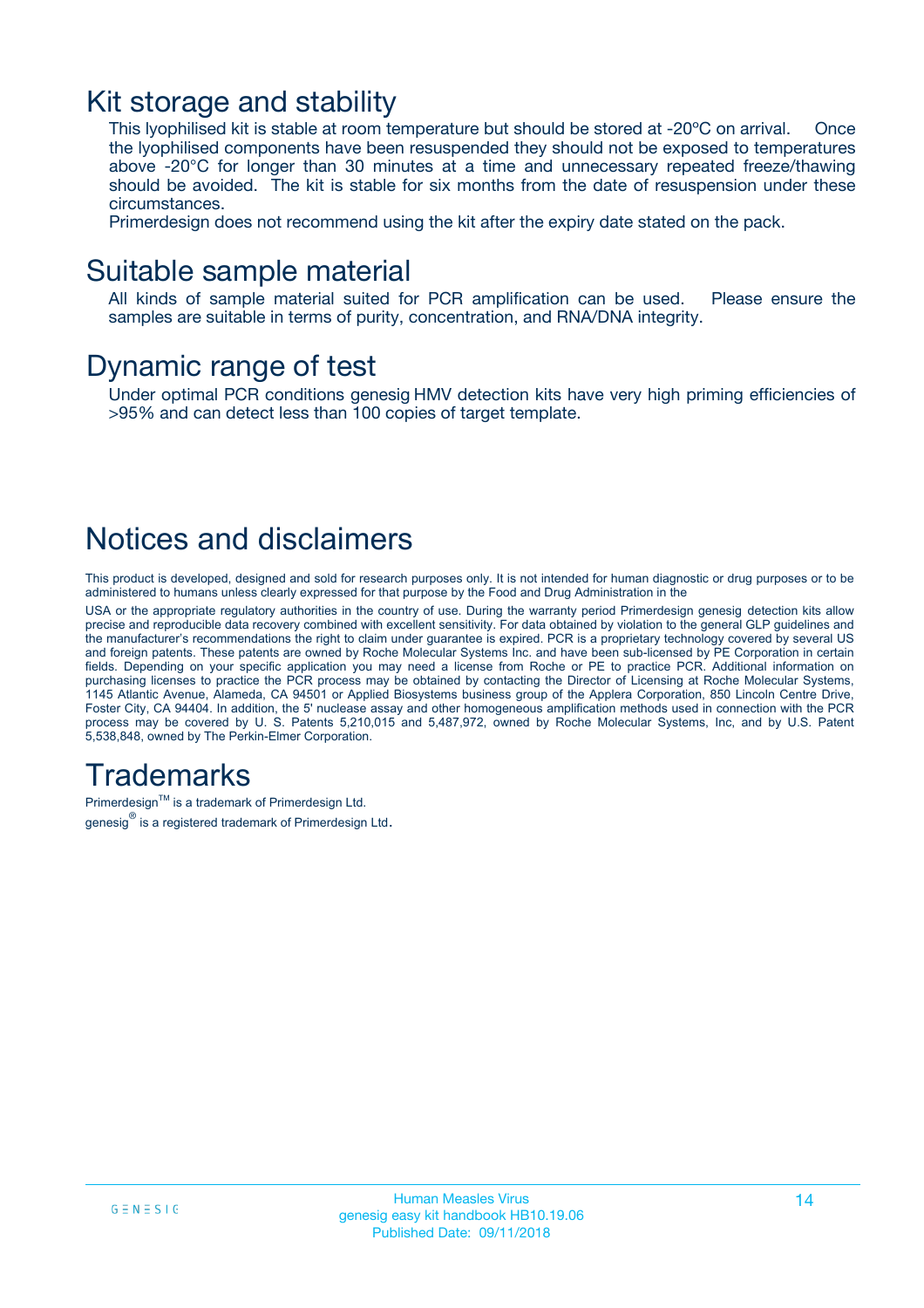# Kit storage and stability

This lyophilised kit is stable at room temperature but should be stored at -20ºC on arrival. Once the lyophilised components have been resuspended they should not be exposed to temperatures above -20°C for longer than 30 minutes at a time and unnecessary repeated freeze/thawing should be avoided. The kit is stable for six months from the date of resuspension under these circumstances.

Primerdesign does not recommend using the kit after the expiry date stated on the pack.

# Suitable sample material

All kinds of sample material suited for PCR amplification can be used. Please ensure the samples are suitable in terms of purity, concentration, and RNA/DNA integrity.

# Dynamic range of test

Under optimal PCR conditions genesig HMV detection kits have very high priming efficiencies of >95% and can detect less than 100 copies of target template.

# Notices and disclaimers

This product is developed, designed and sold for research purposes only. It is not intended for human diagnostic or drug purposes or to be administered to humans unless clearly expressed for that purpose by the Food and Drug Administration in the

USA or the appropriate regulatory authorities in the country of use. During the warranty period Primerdesign genesig detection kits allow precise and reproducible data recovery combined with excellent sensitivity. For data obtained by violation to the general GLP guidelines and the manufacturer's recommendations the right to claim under guarantee is expired. PCR is a proprietary technology covered by several US and foreign patents. These patents are owned by Roche Molecular Systems Inc. and have been sub-licensed by PE Corporation in certain fields. Depending on your specific application you may need a license from Roche or PE to practice PCR. Additional information on purchasing licenses to practice the PCR process may be obtained by contacting the Director of Licensing at Roche Molecular Systems, 1145 Atlantic Avenue, Alameda, CA 94501 or Applied Biosystems business group of the Applera Corporation, 850 Lincoln Centre Drive, Foster City, CA 94404. In addition, the 5' nuclease assay and other homogeneous amplification methods used in connection with the PCR process may be covered by U. S. Patents 5,210,015 and 5,487,972, owned by Roche Molecular Systems, Inc, and by U.S. Patent 5,538,848, owned by The Perkin-Elmer Corporation.

# Trademarks

Primerdesign™ is a trademark of Primerdesign Ltd.

genesig® is a registered trademark of Primerdesign Ltd.